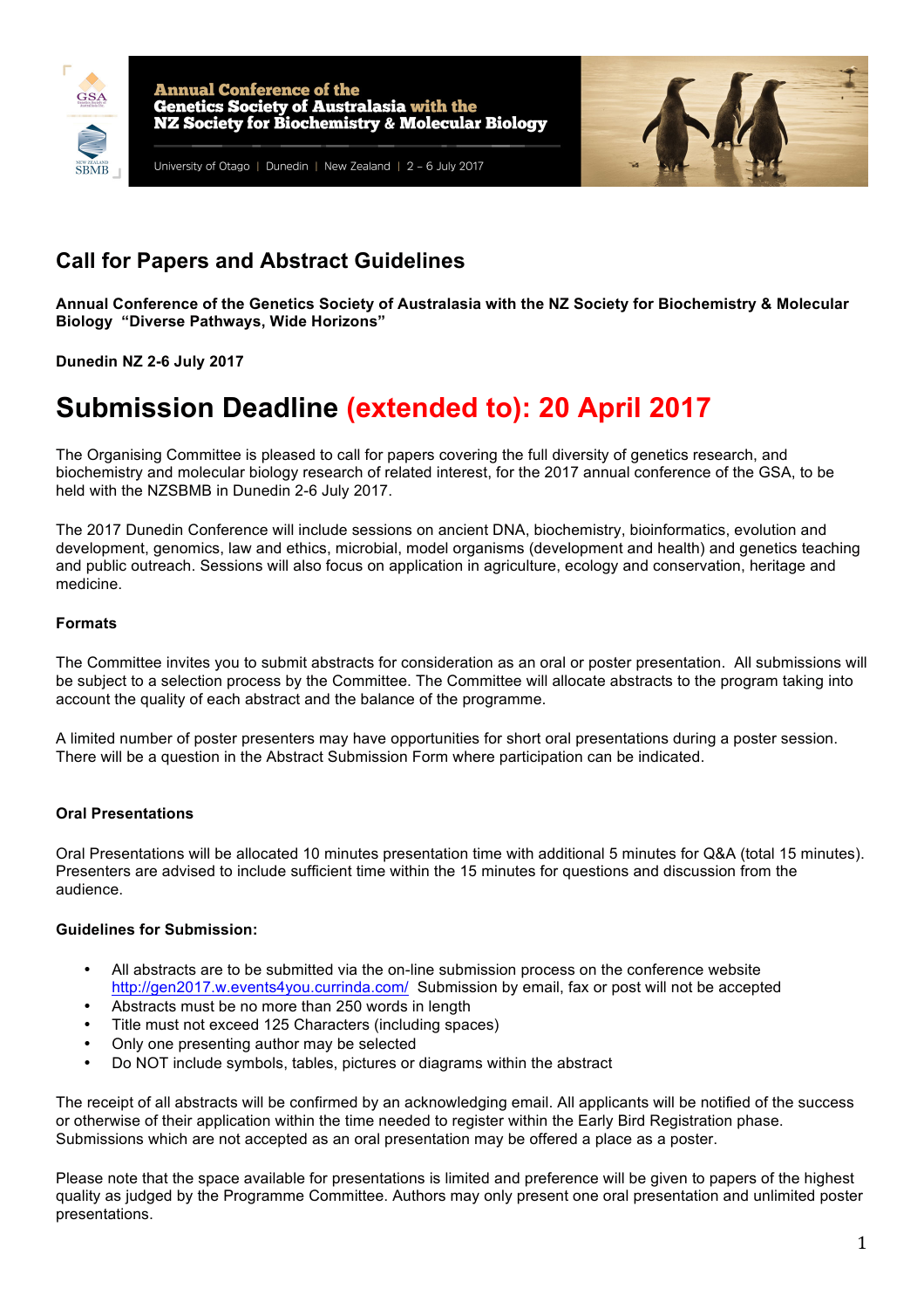Annual Conference of the
Genetics Society of Australasia with the
NZ Society for Biochemistry & Molecular Biology

University of Otago | Dunedin | New Zealand | 2 – 6 July 2017

## Call for Papers and Abstract Guidelines

**Annual Conference of the Genetics Society of Australasia with the NZ Society for Biochemistry & Molecular Biology "Diverse Pathways, Wide Horizons"**

**Dunedin NZ 2-6 July 2017**

# Submission Deadline (extended to): 20 April 2017

The Organising Committee is pleased to call for papers covering the full diversity of genetics research, and biochemistry and molecular biology research of related interest, for the 2017 annual conference of the GSA, to be held with the NZSBMB in Dunedin 2-6 July 2017.

The 2017 Dunedin Conference will include sessions on ancient DNA, biochemistry, bioinformatics, evolution and development, genomics, law and ethics, microbial, model organisms (development and health) and genetics teaching and public outreach. Sessions will also focus on application in agriculture, ecology and conservation, heritage and medicine.

**Formats**

The Committee invites you to submit abstracts for consideration as an oral or poster presentation. All submissions will be subject to a selection process by the Committee. The Committee will allocate abstracts to the program taking into account the quality of each abstract and the balance of the programme.

A limited number of poster presenters may have opportunities for short oral presentations during a poster session. There will be a question in the Abstract Submission Form where participation can be indicated.

**Oral Presentations**

Oral Presentations will be allocated 10 minutes presentation time with additional 5 minutes for Q&A (total 15 minutes). Presenters are advised to include sufficient time within the 15 minutes for questions and discussion from the audience.

**Guidelines for Submission:**

- All abstracts are to be submitted via the on-line submission process on the conference website [http://gen2017.w.events4you.currinda.com/](http://gen2017.w.events4you.currinda.com/) Submission by email, fax or post will not be accepted
- Abstracts must be no more than 250 words in length
- Title must not exceed 125 Characters (including spaces)
- Only one presenting author may be selected
- Do NOT include symbols, tables, pictures or diagrams within the abstract

The receipt of all abstracts will be confirmed by an acknowledging email. All applicants will be notified of the success or otherwise of their application within the time needed to register within the Early Bird Registration phase. Submissions which are not accepted as an oral presentation may be offered a place as a poster.

Please note that the space available for presentations is limited and preference will be given to papers of the highest quality as judged by the Programme Committee. Authors may only present one oral presentation and unlimited poster presentations.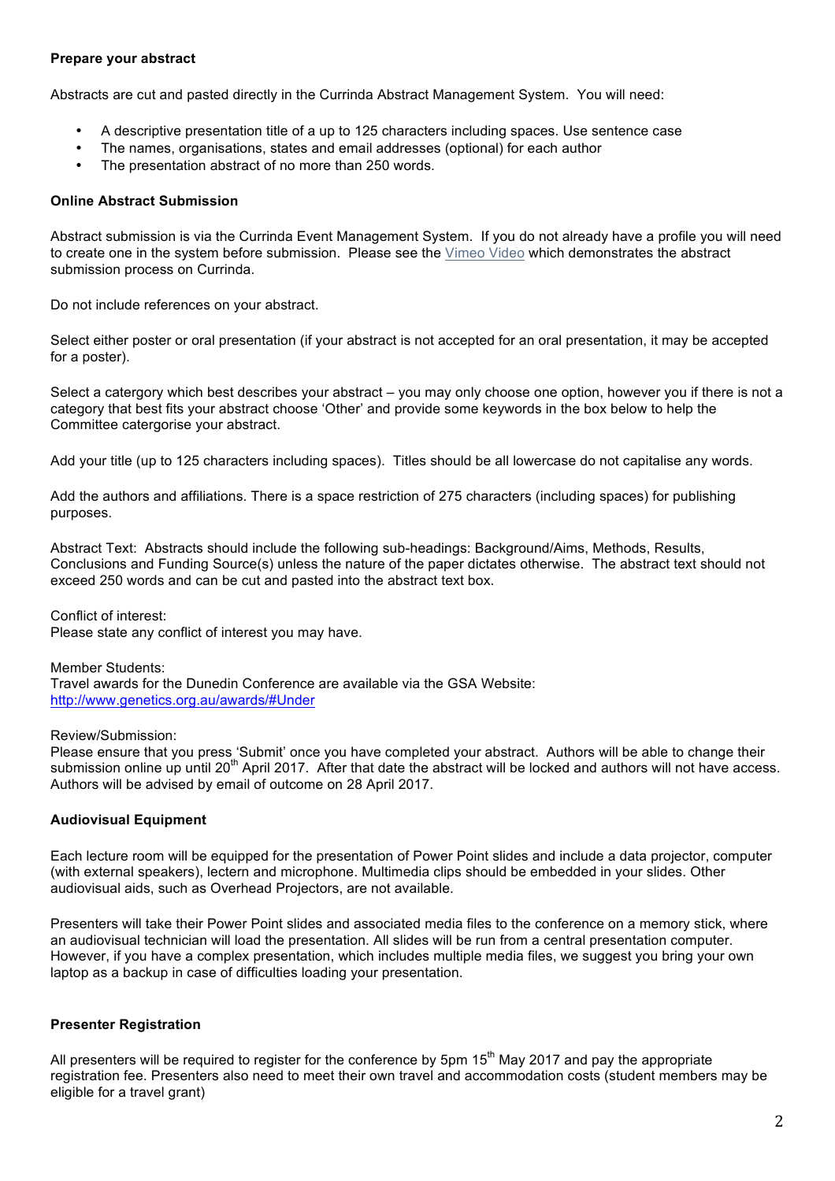**Prepare your abstract**

Abstracts are cut and pasted directly in the Currinda Abstract Management System. You will need:

- A descriptive presentation title of a up to 125 characters including spaces. Use sentence case
- The names, organisations, states and email addresses (optional) for each author
- The presentation abstract of no more than 250 words.

**Online Abstract Submission**

Abstract submission is via the Currinda Event Management System. If you do not already have a profile you will need to create one in the system before submission. Please see the Vimeo Video which demonstrates the abstract submission process on Currinda.

Do not include references on your abstract.

Select either poster or oral presentation (if your abstract is not accepted for an oral presentation, it may be accepted for a poster).

Select a catergory which best describes your abstract – you may only choose one option, however you if there is not a category that best fits your abstract choose 'Other' and provide some keywords in the box below to help the Committee catergorise your abstract.

Add your title (up to 125 characters including spaces). Titles should be all lowercase do not capitalise any words.

Add the authors and affiliations. There is a space restriction of 275 characters (including spaces) for publishing purposes.

Abstract Text: Abstracts should include the following sub-headings: Background/Aims, Methods, Results, Conclusions and Funding Source(s) unless the nature of the paper dictates otherwise. The abstract text should not exceed 250 words and can be cut and pasted into the abstract text box.

Conflict of interest:
Please state any conflict of interest you may have.

Member Students:
Travel awards for the Dunedin Conference are available via the GSA Website:
http://www.genetics.org.au/awards/#Under

Review/Submission:
Please ensure that you press 'Submit' once you have completed your abstract. Authors will be able to change their submission online up until 20th April 2017. After that date the abstract will be locked and authors will not have access. Authors will be advised by email of outcome on 28 April 2017.

**Audiovisual Equipment**

Each lecture room will be equipped for the presentation of Power Point slides and include a data projector, computer (with external speakers), lectern and microphone. Multimedia clips should be embedded in your slides. Other audiovisual aids, such as Overhead Projectors, are not available.

Presenters will take their Power Point slides and associated media files to the conference on a memory stick, where an audiovisual technician will load the presentation. All slides will be run from a central presentation computer. However, if you have a complex presentation, which includes multiple media files, we suggest you bring your own laptop as a backup in case of difficulties loading your presentation.

**Presenter Registration**

All presenters will be required to register for the conference by 5pm 15th May 2017 and pay the appropriate registration fee. Presenters also need to meet their own travel and accommodation costs (student members may be eligible for a travel grant)